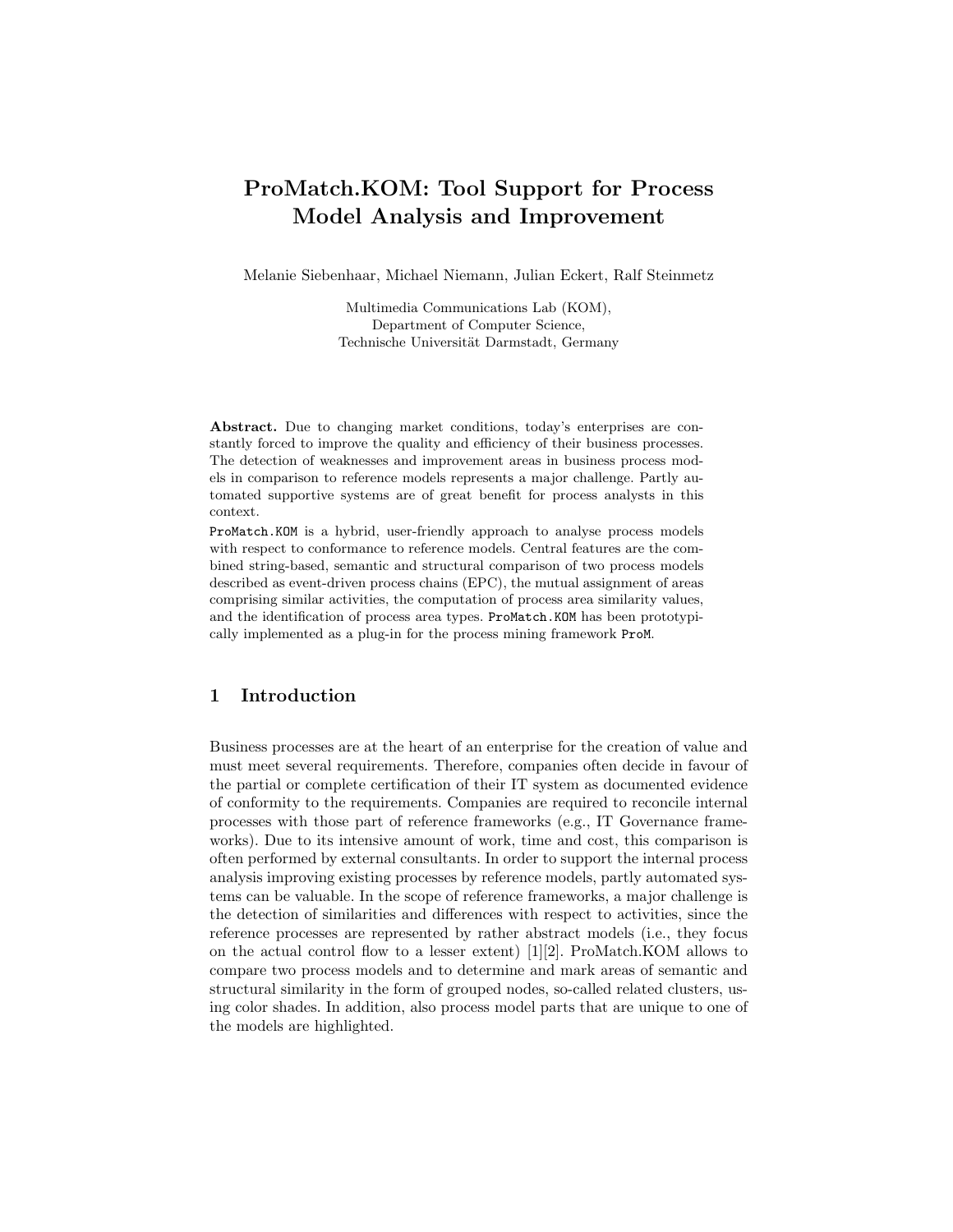# ProMatch.KOM: Tool Support for Process Model Analysis and Improvement

Melanie Siebenhaar, Michael Niemann, Julian Eckert, Ralf Steinmetz

Multimedia Communications Lab (KOM),
Department of Computer Science,
Technische Universität Darmstadt, Germany

**Abstract.** Due to changing market conditions, today's enterprises are constantly forced to improve the quality and efficiency of their business processes. The detection of weaknesses and improvement areas in business process models in comparison to reference models represents a major challenge. Partly automated supportive systems are of great benefit for process analysts in this context.

`ProMatch.KOM` is a hybrid, user-friendly approach to analyse process models with respect to conformance to reference models. Central features are the combined string-based, semantic and structural comparison of two process models described as event-driven process chains (EPC), the mutual assignment of areas comprising similar activities, the computation of process area similarity values, and the identification of process area types. `ProMatch.KOM` has been prototypically implemented as a plug-in for the process mining framework `ProM`.

## 1 Introduction

Business processes are at the heart of an enterprise for the creation of value and must meet several requirements. Therefore, companies often decide in favour of the partial or complete certification of their IT system as documented evidence of conformity to the requirements. Companies are required to reconcile internal processes with those part of reference frameworks (e.g., IT Governance frameworks). Due to its intensive amount of work, time and cost, this comparison is often performed by external consultants. In order to support the internal process analysis improving existing processes by reference models, partly automated systems can be valuable. In the scope of reference frameworks, a major challenge is the detection of similarities and differences with respect to activities, since the reference processes are represented by rather abstract models (i.e., they focus on the actual control flow to a lesser extent) [1][2]. ProMatch.KOM allows to compare two process models and to determine and mark areas of semantic and structural similarity in the form of grouped nodes, so-called related clusters, using color shades. In addition, also process model parts that are unique to one of the models are highlighted.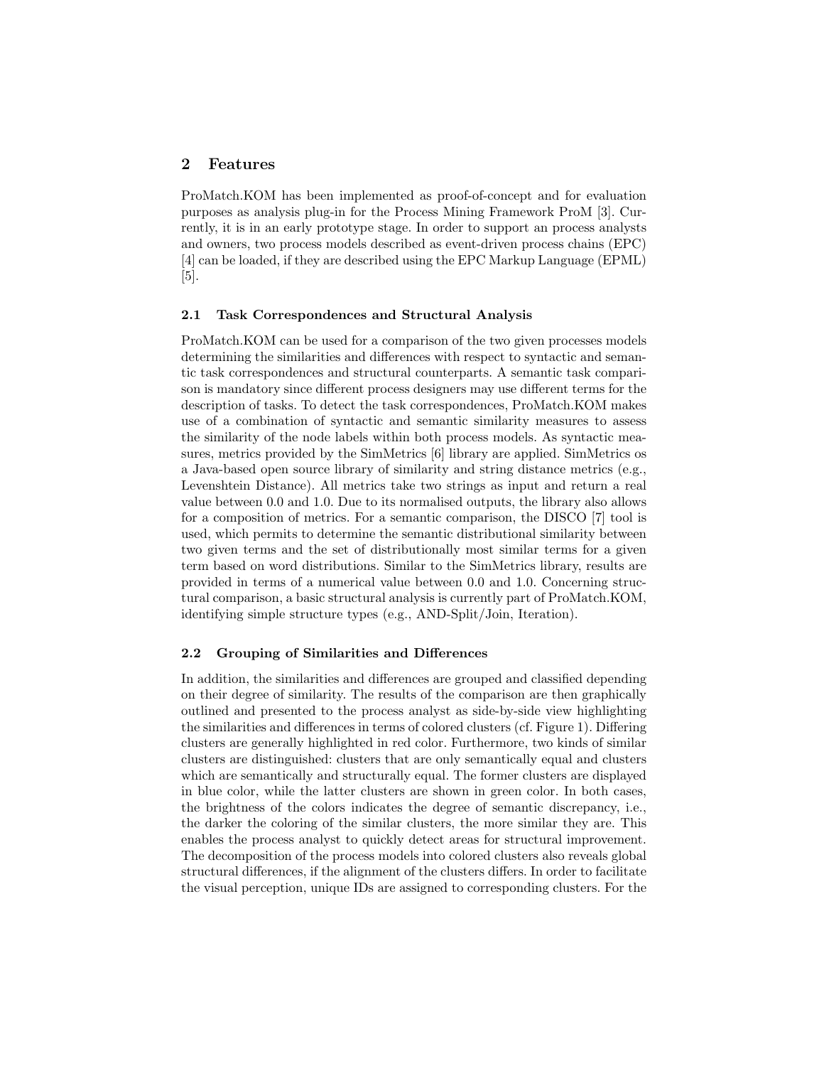## 2 Features

ProMatch.KOM has been implemented as proof-of-concept and for evaluation purposes as analysis plug-in for the Process Mining Framework ProM [3]. Currently, it is in an early prototype stage. In order to support an process analysts and owners, two process models described as event-driven process chains (EPC) [4] can be loaded, if they are described using the EPC Markup Language (EPML) [5].

### 2.1 Task Correspondences and Structural Analysis

ProMatch.KOM can be used for a comparison of the two given processes models determining the similarities and differences with respect to syntactic and semantic task correspondences and structural counterparts. A semantic task comparison is mandatory since different process designers may use different terms for the description of tasks. To detect the task correspondences, ProMatch.KOM makes use of a combination of syntactic and semantic similarity measures to assess the similarity of the node labels within both process models. As syntactic measures, metrics provided by the SimMetrics [6] library are applied. SimMetrics os a Java-based open source library of similarity and string distance metrics (e.g., Levenshtein Distance). All metrics take two strings as input and return a real value between 0.0 and 1.0. Due to its normalised outputs, the library also allows for a composition of metrics. For a semantic comparison, the DISCO [7] tool is used, which permits to determine the semantic distributional similarity between two given terms and the set of distributionally most similar terms for a given term based on word distributions. Similar to the SimMetrics library, results are provided in terms of a numerical value between 0.0 and 1.0. Concerning structural comparison, a basic structural analysis is currently part of ProMatch.KOM, identifying simple structure types (e.g., AND-Split/Join, Iteration).

### 2.2 Grouping of Similarities and Differences

In addition, the similarities and differences are grouped and classified depending on their degree of similarity. The results of the comparison are then graphically outlined and presented to the process analyst as side-by-side view highlighting the similarities and differences in terms of colored clusters (cf. Figure 1). Differing clusters are generally highlighted in red color. Furthermore, two kinds of similar clusters are distinguished: clusters that are only semantically equal and clusters which are semantically and structurally equal. The former clusters are displayed in blue color, while the latter clusters are shown in green color. In both cases, the brightness of the colors indicates the degree of semantic discrepancy, i.e., the darker the coloring of the similar clusters, the more similar they are. This enables the process analyst to quickly detect areas for structural improvement. The decomposition of the process models into colored clusters also reveals global structural differences, if the alignment of the clusters differs. In order to facilitate the visual perception, unique IDs are assigned to corresponding clusters. For the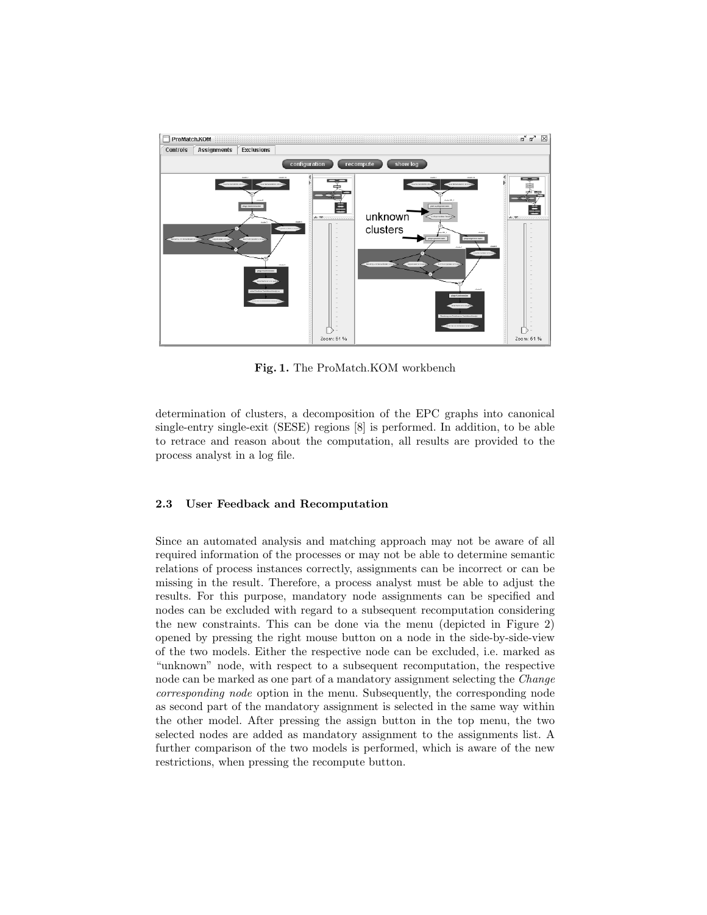Fig. 1. The ProMatch.KOM workbench

determination of clusters, a decomposition of the EPC graphs into canonical single-entry single-exit (SESE) regions [8] is performed. In addition, to be able to retrace and reason about the computation, all results are provided to the process analyst in a log file.

### 2.3 User Feedback and Recomputation

Since an automated analysis and matching approach may not be aware of all required information of the processes or may not be able to determine semantic relations of process instances correctly, assignments can be incorrect or can be missing in the result. Therefore, a process analyst must be able to adjust the results. For this purpose, mandatory node assignments can be specified and nodes can be excluded with regard to a subsequent recomputation considering the new constraints. This can be done via the menu (depicted in Figure 2) opened by pressing the right mouse button on a node in the side-by-side-view of the two models. Either the respective node can be excluded, i.e. marked as "unknown" node, with respect to a subsequent recomputation, the respective node can be marked as one part of a mandatory assignment selecting the *Change corresponding node* option in the menu. Subsequently, the corresponding node as second part of the mandatory assignment is selected in the same way within the other model. After pressing the assign button in the top menu, the two selected nodes are added as mandatory assignment to the assignments list. A further comparison of the two models is performed, which is aware of the new restrictions, when pressing the recompute button.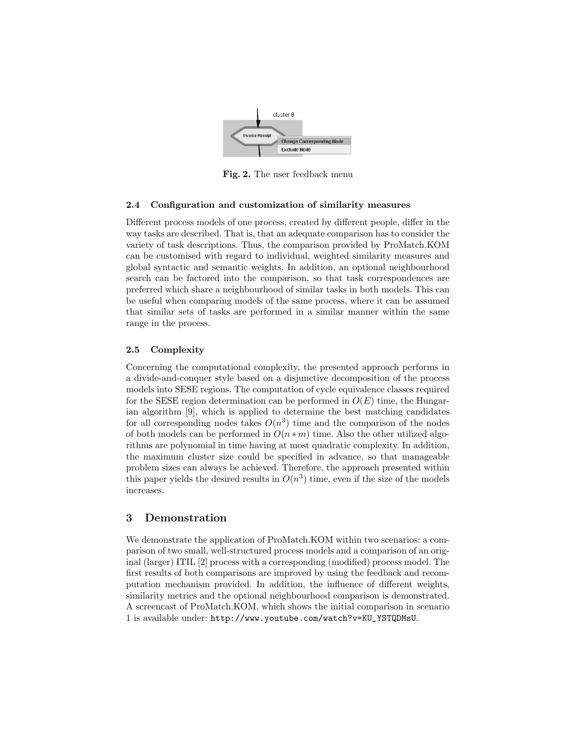Fig. 2. The user feedback menu

### 2.4 Configuration and customization of similarity measures

Different process models of one process, created by different people, differ in the way tasks are described. That is, that an adequate comparison has to consider the variety of task descriptions. Thus, the comparison provided by ProMatch.KOM can be customised with regard to individual, weighted similarity measures and global syntactic and semantic weights. In addition, an optional neighbourhood search can be factored into the comparison, so that task correspondences are preferred which share a neighbourhood of similar tasks in both models. This can be useful when comparing models of the same process, where it can be assumed that similar sets of tasks are performed in a similar manner within the same range in the process.

### 2.5 Complexity

Concerning the computational complexity, the presented approach performs in a divide-and-conquer style based on a disjunctive decomposition of the process models into SESE regions. The computation of cycle equivalence classes required for the SESE region determination can be performed in $O(E)$ time, the Hungarian algorithm [9], which is applied to determine the best matching candidates for all corresponding nodes takes $O(n^3)$ time and the comparison of the nodes of both models can be performed in $O(n * m)$ time. Also the other utilized algorithms are polynomial in time having at most quadratic complexity. In addition, the maximum cluster size could be specified in advance, so that manageable problem sizes can always be achieved. Therefore, the approach presented within this paper yields the desired results in $O(n^3)$ time, even if the size of the models increases.

## 3 Demonstration

We demonstrate the application of ProMatch.KOM within two scenarios: a comparison of two small, well-structured process models and a comparison of an original (larger) ITIL [2] process with a corresponding (modified) process model. The first results of both comparisons are improved by using the feedback and recomputation mechanism provided. In addition, the influence of different weights, similarity metrics and the optional neighbourhood comparison is demonstrated. A screencast of ProMatch.KOM, which shows the initial comparison in scenario 1 is available under: `http://www.youtube.com/watch?v=KU_YSTQDMsU`.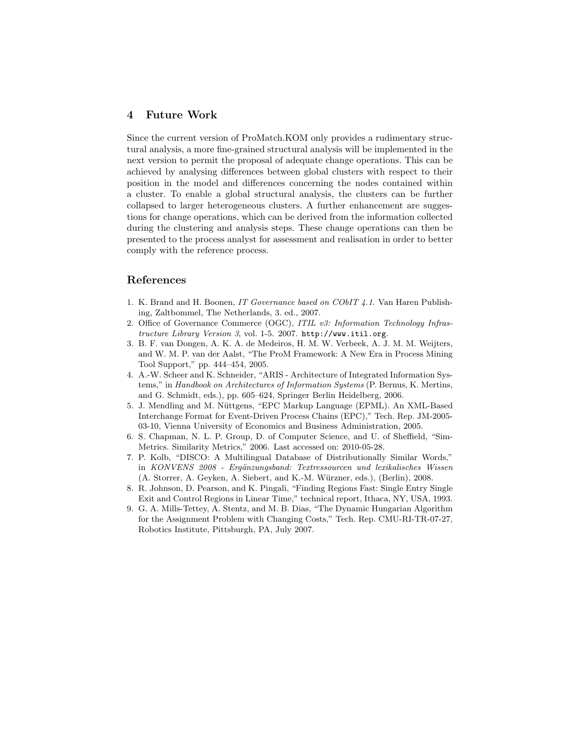## 4 Future Work

Since the current version of ProMatch.KOM only provides a rudimentary structural analysis, a more fine-grained structural analysis will be implemented in the next version to permit the proposal of adequate change operations. This can be achieved by analysing differences between global clusters with respect to their position in the model and differences concerning the nodes contained within a cluster. To enable a global structural analysis, the clusters can be further collapsed to larger heterogeneous clusters. A further enhancement are suggestions for change operations, which can be derived from the information collected during the clustering and analysis steps. These change operations can then be presented to the process analyst for assessment and realisation in order to better comply with the reference process.

## References

1. K. Brand and H. Boonen, *IT Governance based on CObIT 4.1.* Van Haren Publishing, Zaltbommel, The Netherlands, 3. ed., 2007.
2. Office of Governance Commerce (OGC), *ITIL v3: Information Technology Infrastructure Library Version 3*, vol. 1-5. 2007. `http://www.itil.org`.
3. B. F. van Dongen, A. K. A. de Medeiros, H. M. W. Verbeek, A. J. M. M. Weijters, and W. M. P. van der Aalst, "The ProM Framework: A New Era in Process Mining Tool Support," pp. 444–454, 2005.
4. A.-W. Scheer and K. Schneider, "ARIS - Architecture of Integrated Information Systems," in *Handbook on Architectures of Information Systems* (P. Bernus, K. Mertins, and G. Schmidt, eds.), pp. 605–624, Springer Berlin Heidelberg, 2006.
5. J. Mendling and M. Nüttgens, "EPC Markup Language (EPML). An XML-Based Interchange Format for Event-Driven Process Chains (EPC)," Tech. Rep. JM-2005-03-10, Vienna University of Economics and Business Administration, 2005.
6. S. Chapman, N. L. P. Group, D. of Computer Science, and U. of Sheffield, "SimMetrics. Similarity Metrics," 2006. Last accessed on: 2010-05-28.
7. P. Kolb, "DISCO: A Multilingual Database of Distributionally Similar Words," in *KONVENS 2008 - Ergänzungsband: Textressourcen und lexikalisches Wissen* (A. Storrer, A. Geyken, A. Siebert, and K.-M. Würzner, eds.), (Berlin), 2008.
8. R. Johnson, D. Pearson, and K. Pingali, "Finding Regions Fast: Single Entry Single Exit and Control Regions in Linear Time," technical report, Ithaca, NY, USA, 1993.
9. G. A. Mills-Tettey, A. Stentz, and M. B. Dias, "The Dynamic Hungarian Algorithm for the Assignment Problem with Changing Costs," Tech. Rep. CMU-RI-TR-07-27, Robotics Institute, Pittsburgh, PA, July 2007.